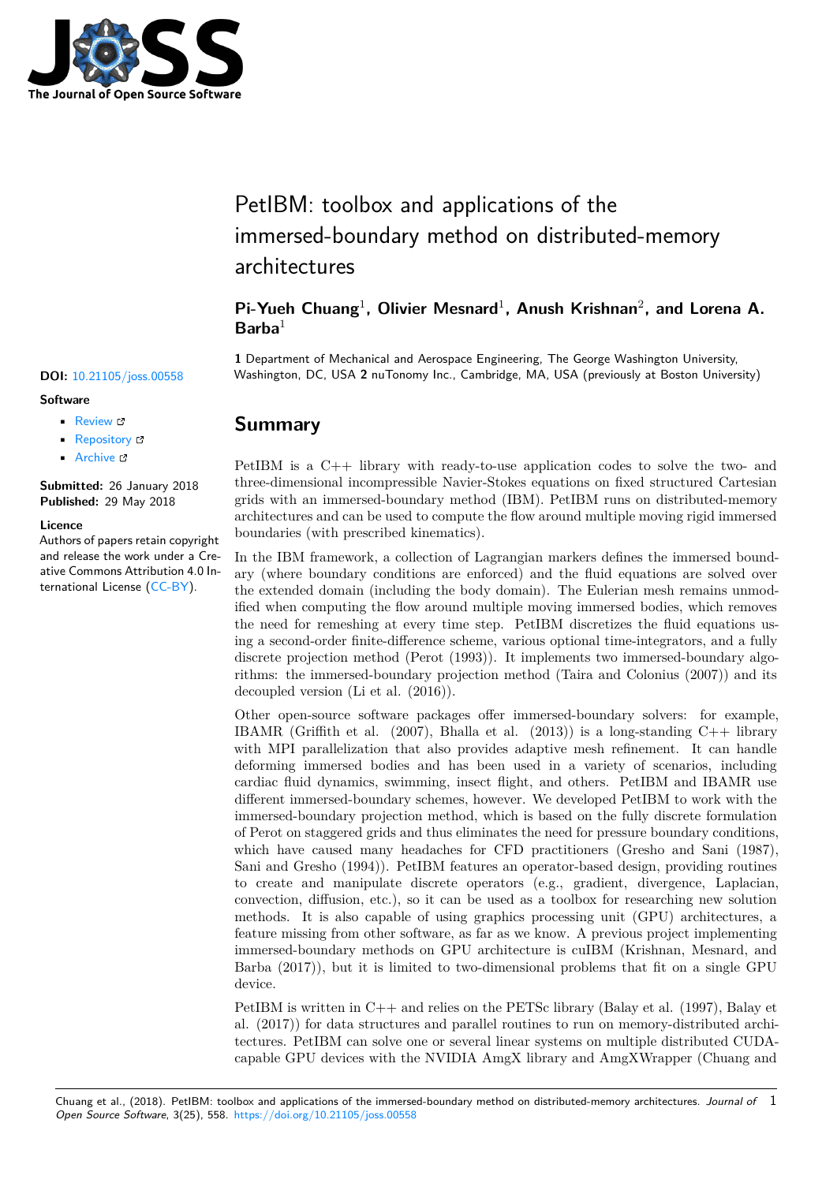# PetIBM: toolbox and applications of the immersed-boundary method on distributed-memory architectures

**Pi-Yueh Chuang**[1], **Olivier Mesnard**[1], **Anush Krishnan**[2], **and Lorena A. Barba**[1]

**1** Department of Mechanical and Aerospace Engineering, The George Washington University, Washington, DC, USA **2** nuTonomy Inc., Cambridge, MA, USA (previously at Boston University)

**DOI:** 10.21105/joss.00558

**Software**

- Review
- Repository
- Archive

**Submitted:** 26 January 2018
**Published:** 29 May 2018

**Licence**
Authors of papers retain copyright and release the work under a Creative Commons Attribution 4.0 International License (CC-BY).

## Summary

PetIBM is a C++ library with ready-to-use application codes to solve the two- and three-dimensional incompressible Navier-Stokes equations on fixed structured Cartesian grids with an immersed-boundary method (IBM). PetIBM runs on distributed-memory architectures and can be used to compute the flow around multiple moving rigid immersed boundaries (with prescribed kinematics).

In the IBM framework, a collection of Lagrangian markers defines the immersed boundary (where boundary conditions are enforced) and the fluid equations are solved over the extended domain (including the body domain). The Eulerian mesh remains unmodified when computing the flow around multiple moving immersed bodies, which removes the need for remeshing at every time step. PetIBM discretizes the fluid equations using a second-order finite-difference scheme, various optional time-integrators, and a fully discrete projection method (Perot (1993)). It implements two immersed-boundary algorithms: the immersed-boundary projection method (Taira and Colonius (2007)) and its decoupled version (Li et al. (2016)).

Other open-source software packages offer immersed-boundary solvers: for example, IBAMR (Griffith et al. (2007), Bhalla et al. (2013)) is a long-standing C++ library with MPI parallelization that also provides adaptive mesh refinement. It can handle deforming immersed bodies and has been used in a variety of scenarios, including cardiac fluid dynamics, swimming, insect flight, and others. PetIBM and IBAMR use different immersed-boundary schemes, however. We developed PetIBM to work with the immersed-boundary projection method, which is based on the fully discrete formulation of Perot on staggered grids and thus eliminates the need for pressure boundary conditions, which have caused many headaches for CFD practitioners (Gresho and Sani (1987), Sani and Gresho (1994)). PetIBM features an operator-based design, providing routines to create and manipulate discrete operators (e.g., gradient, divergence, Laplacian, convection, diffusion, etc.), so it can be used as a toolbox for researching new solution methods. It is also capable of using graphics processing unit (GPU) architectures, a feature missing from other software, as far as we know. A previous project implementing immersed-boundary methods on GPU architecture is cuIBM (Krishnan, Mesnard, and Barba (2017)), but it is limited to two-dimensional problems that fit on a single GPU device.

PetIBM is written in C++ and relies on the PETSc library (Balay et al. (1997), Balay et al. (2017)) for data structures and parallel routines to run on memory-distributed architectures. PetIBM can solve one or several linear systems on multiple distributed CUDA-capable GPU devices with the NVIDIA AmgX library and AmgXWrapper (Chuang and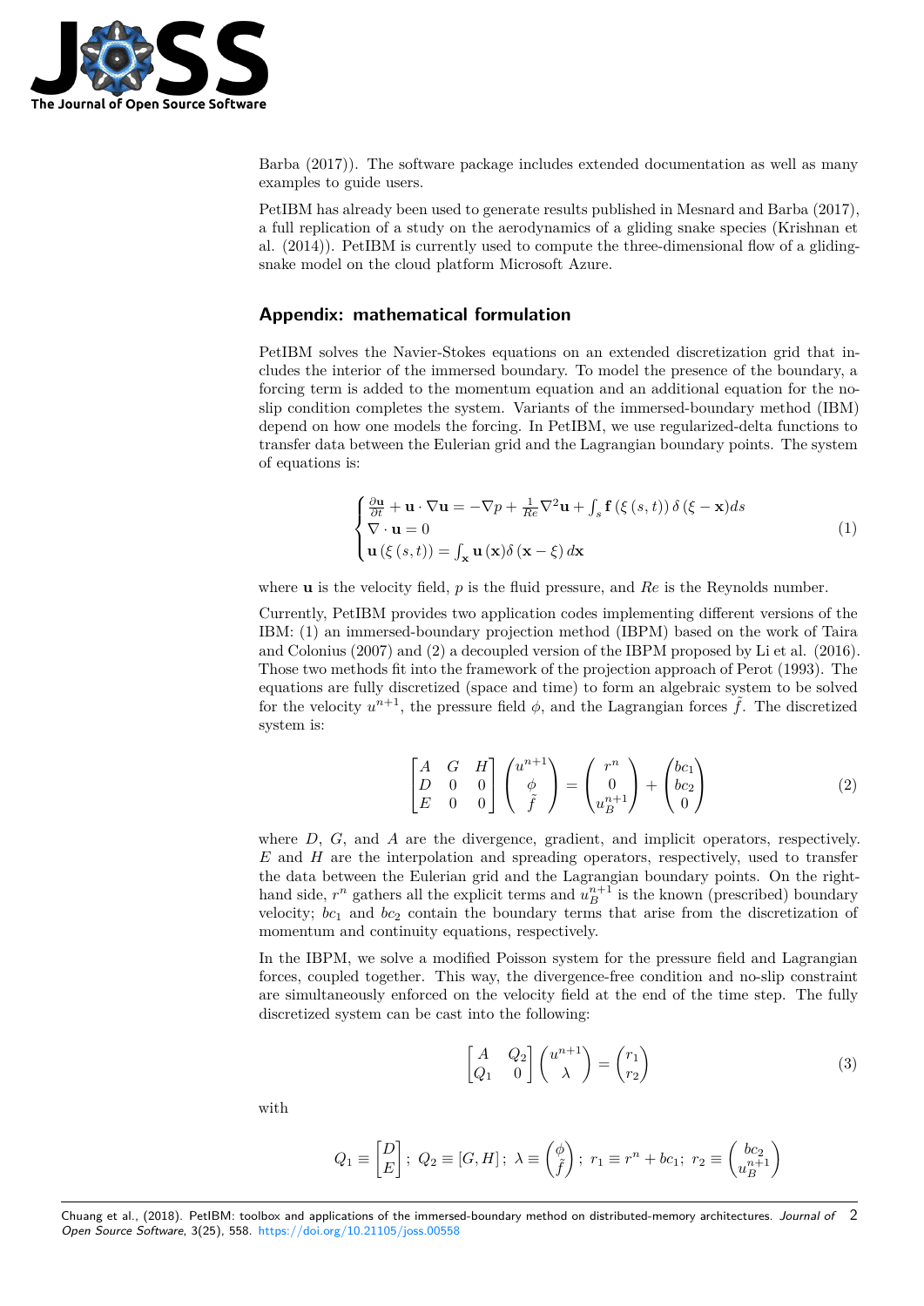Barba (2017)). The software package includes extended documentation as well as many examples to guide users.

PetIBM has already been used to generate results published in Mesnard and Barba (2017), a full replication of a study on the aerodynamics of a gliding snake species (Krishnan et al. (2014)). PetIBM is currently used to compute the three-dimensional flow of a gliding-snake model on the cloud platform Microsoft Azure.

## Appendix: mathematical formulation

PetIBM solves the Navier-Stokes equations on an extended discretization grid that includes the interior of the immersed boundary. To model the presence of the boundary, a forcing term is added to the momentum equation and an additional equation for the no-slip condition completes the system. Variants of the immersed-boundary method (IBM) depend on how one models the forcing. In PetIBM, we use regularized-delta functions to transfer data between the Eulerian grid and the Lagrangian boundary points. The system of equations is:

$$
\begin{cases}
\frac{\partial \mathbf{u}}{\partial t} + \mathbf{u} \cdot \nabla \mathbf{u} = -\nabla p + \frac{1}{Re} \nabla^2 \mathbf{u} + \int_s \mathbf{f}\left(\xi\left(s,t\right)\right) \delta\left(\xi - \mathbf{x}\right) ds \\
\nabla \cdot \mathbf{u} = 0 \\
\mathbf{u}\left(\xi\left(s,t\right)\right) = \int_{\mathbf{x}} \mathbf{u}\left(\mathbf{x}\right) \delta\left(\mathbf{x} - \xi\right) d\mathbf{x}
\end{cases}
\tag{1}
$$

where $\mathbf{u}$ is the velocity field, $p$ is the fluid pressure, and $Re$ is the Reynolds number.

Currently, PetIBM provides two application codes implementing different versions of the IBM: (1) an immersed-boundary projection method (IBPM) based on the work of Taira and Colonius (2007) and (2) a decoupled version of the IBPM proposed by Li et al. (2016). Those two methods fit into the framework of the projection approach of Perot (1993). The equations are fully discretized (space and time) to form an algebraic system to be solved for the velocity $u^{n+1}$, the pressure field $\phi$, and the Lagrangian forces $\tilde{f}$. The discretized system is:

$$
\begin{bmatrix}
A & G & H \\
D & 0 & 0 \\
E & 0 & 0
\end{bmatrix}
\begin{pmatrix}
u^{n+1} \\
\phi \\
\tilde{f}
\end{pmatrix}
=
\begin{pmatrix}
r^n \\
0 \\
u_B^{n+1}
\end{pmatrix}
+
\begin{pmatrix}
bc_1 \\
bc_2 \\
0
\end{pmatrix}
\tag{2}
$$

where $D$, $G$, and $A$ are the divergence, gradient, and implicit operators, respectively. $E$ and $H$ are the interpolation and spreading operators, respectively, used to transfer the data between the Eulerian grid and the Lagrangian boundary points. On the right-hand side, $r^n$ gathers all the explicit terms and $u_B^{n+1}$ is the known (prescribed) boundary velocity; $bc_1$ and $bc_2$ contain the boundary terms that arise from the discretization of momentum and continuity equations, respectively.

In the IBPM, we solve a modified Poisson system for the pressure field and Lagrangian forces, coupled together. This way, the divergence-free condition and no-slip constraint are simultaneously enforced on the velocity field at the end of the time step. The fully discretized system can be cast into the following:

$$
\begin{bmatrix}
A & Q_2 \\
Q_1 & 0
\end{bmatrix}
\begin{pmatrix}
u^{n+1} \\
\lambda
\end{pmatrix}
=
\begin{pmatrix}
r_1 \\
r_2
\end{pmatrix}
\tag{3}
$$

with

$$
Q_1 \equiv \begin{bmatrix} D \\ E \end{bmatrix};\ Q_2 \equiv \left[G, H\right];\ \lambda \equiv \begin{pmatrix} \phi \\ \tilde{f} \end{pmatrix};\ r_1 \equiv r^n + bc_1;\ r_2 \equiv \begin{pmatrix} bc_2 \\ u_B^{n+1} \end{pmatrix}
$$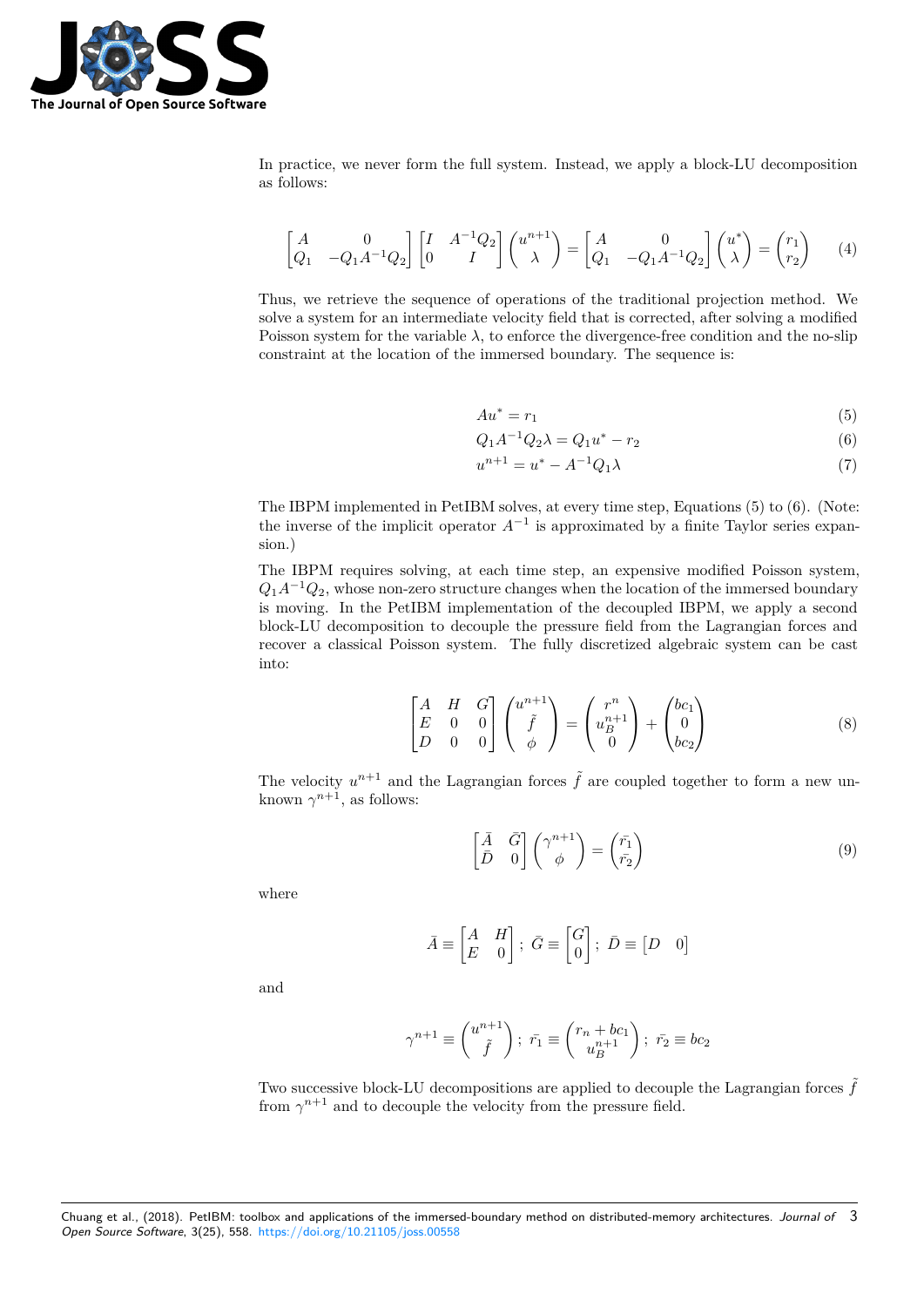In practice, we never form the full system. Instead, we apply a block-LU decomposition as follows:

$$
\begin{bmatrix} A & 0 \\ Q_1 & -Q_1 A^{-1} Q_2 \end{bmatrix} \begin{bmatrix} I & A^{-1} Q_2 \\ 0 & I \end{bmatrix} \begin{pmatrix} u^{n+1} \\ \lambda \end{pmatrix} = \begin{bmatrix} A & 0 \\ Q_1 & -Q_1 A^{-1} Q_2 \end{bmatrix} \begin{pmatrix} u^* \\ \lambda \end{pmatrix} = \begin{pmatrix} r_1 \\ r_2 \end{pmatrix} \tag{4}
$$

Thus, we retrieve the sequence of operations of the traditional projection method. We solve a system for an intermediate velocity field that is corrected, after solving a modified Poisson system for the variable $\lambda$, to enforce the divergence-free condition and the no-slip constraint at the location of the immersed boundary. The sequence is:

$$
A u^* = r_1 \tag{5}
$$

$$
Q_1 A^{-1} Q_2 \lambda = Q_1 u^* - r_2 \tag{6}
$$

$$
u^{n+1} = u^* - A^{-1} Q_1 \lambda \tag{7}
$$

The IBPM implemented in PetIBM solves, at every time step, Equations (5) to (6). (Note: the inverse of the implicit operator $A^{-1}$ is approximated by a finite Taylor series expansion.)

The IBPM requires solving, at each time step, an expensive modified Poisson system, $Q_1 A^{-1} Q_2$, whose non-zero structure changes when the location of the immersed boundary is moving. In the PetIBM implementation of the decoupled IBPM, we apply a second block-LU decomposition to decouple the pressure field from the Lagrangian forces and recover a classical Poisson system. The fully discretized algebraic system can be cast into:

$$
\begin{bmatrix} A & H & G \\ E & 0 & 0 \\ D & 0 & 0 \end{bmatrix} \begin{pmatrix} u^{n+1} \\ \tilde{f} \\ \phi \end{pmatrix} = \begin{pmatrix} r^n \\ u_B^{n+1} \\ 0 \end{pmatrix} + \begin{pmatrix} bc_1 \\ 0 \\ bc_2 \end{pmatrix} \tag{8}
$$

The velocity $u^{n+1}$ and the Lagrangian forces $\tilde{f}$ are coupled together to form a new unknown $\gamma^{n+1}$, as follows:

$$
\begin{bmatrix} \bar{A} & \bar{G} \\ \bar{D} & 0 \end{bmatrix} \begin{pmatrix} \gamma^{n+1} \\ \phi \end{pmatrix} = \begin{pmatrix} \bar{r_1} \\ \bar{r_2} \end{pmatrix} \tag{9}
$$

where

$$
\bar{A} \equiv \begin{bmatrix} A & H \\ E & 0 \end{bmatrix} ; \; \bar{G} \equiv \begin{bmatrix} G \\ 0 \end{bmatrix} ; \; \bar{D} \equiv \begin{bmatrix} D & 0 \end{bmatrix}
$$

and

$$
\gamma^{n+1} \equiv \begin{pmatrix} u^{n+1} \\ \tilde{f} \end{pmatrix} ; \; \bar{r_1} \equiv \begin{pmatrix} r_n + bc_1 \\ u_B^{n+1} \end{pmatrix} ; \; \bar{r_2} \equiv bc_2
$$

Two successive block-LU decompositions are applied to decouple the Lagrangian forces $\tilde{f}$ from $\gamma^{n+1}$ and to decouple the velocity from the pressure field.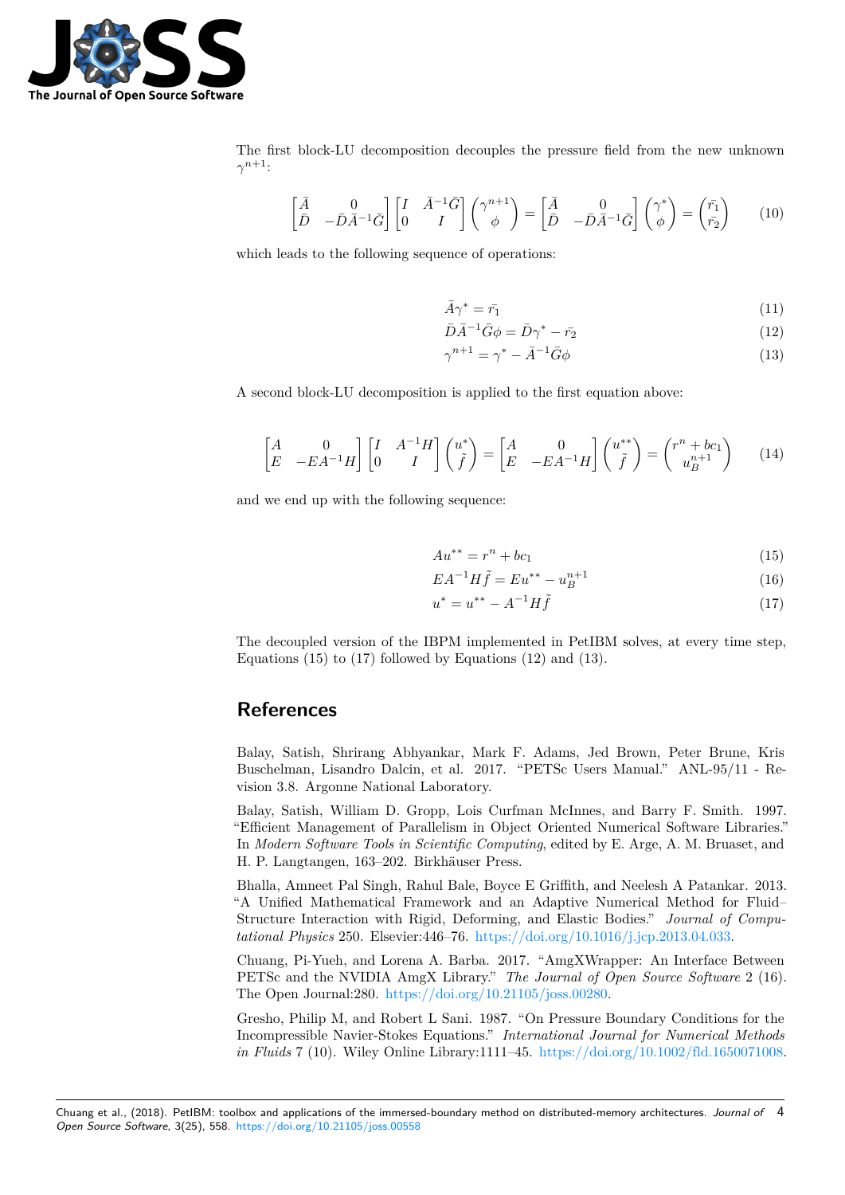The first block-LU decomposition decouples the pressure field from the new unknown $\gamma^{n+1}$:

$$
\begin{bmatrix} \bar{A} & 0 \\ \bar{D} & -\bar{D}\bar{A}^{-1}\bar{G} \end{bmatrix} \begin{bmatrix} I & \bar{A}^{-1}\bar{G} \\ 0 & I \end{bmatrix} \begin{pmatrix} \gamma^{n+1} \\ \phi \end{pmatrix} = \begin{bmatrix} \bar{A} & 0 \\ \bar{D} & -\bar{D}\bar{A}^{-1}\bar{G} \end{bmatrix} \begin{pmatrix} \gamma^{*} \\ \phi \end{pmatrix} = \begin{pmatrix} \bar{r_1} \\ \bar{r_2} \end{pmatrix} \tag{10}
$$

which leads to the following sequence of operations:

$$
\bar{A}\gamma^{*} = \bar{r_1} \tag{11}
$$

$$
\bar{D}\bar{A}^{-1}\bar{G}\phi = \bar{D}\gamma^{*} - \bar{r_2} \tag{12}
$$

$$
\gamma^{n+1} = \gamma^{*} - \bar{A}^{-1}\bar{G}\phi \tag{13}
$$

A second block-LU decomposition is applied to the first equation above:

$$
\begin{bmatrix} A & 0 \\ E & -EA^{-1}H \end{bmatrix} \begin{bmatrix} I & A^{-1}H \\ 0 & I \end{bmatrix} \begin{pmatrix} u^{*} \\ \tilde{f} \end{pmatrix} = \begin{bmatrix} A & 0 \\ E & -EA^{-1}H \end{bmatrix} \begin{pmatrix} u^{**} \\ \tilde{f} \end{pmatrix} = \begin{pmatrix} r^n + bc_1 \\ u_B^{n+1} \end{pmatrix} \tag{14}
$$

and we end up with the following sequence:

$$
Au^{**} = r^n + bc_1 \tag{15}
$$

$$
EA^{-1}H\tilde{f} = Eu^{**} - u_B^{n+1} \tag{16}
$$

$$
u^{*} = u^{**} - A^{-1}H\tilde{f} \tag{17}
$$

The decoupled version of the IBPM implemented in PetIBM solves, at every time step, Equations (15) to (17) followed by Equations (12) and (13).

## References

Balay, Satish, Shrirang Abhyankar, Mark F. Adams, Jed Brown, Peter Brune, Kris Buschelman, Lisandro Dalcin, et al. 2017. "PETSc Users Manual." ANL-95/11 - Revision 3.8. Argonne National Laboratory.

Balay, Satish, William D. Gropp, Lois Curfman McInnes, and Barry F. Smith. 1997. "Efficient Management of Parallelism in Object Oriented Numerical Software Libraries." In *Modern Software Tools in Scientific Computing*, edited by E. Arge, A. M. Bruaset, and H. P. Langtangen, 163–202. Birkhäuser Press.

Bhalla, Amneet Pal Singh, Rahul Bale, Boyce E Griffith, and Neelesh A Patankar. 2013. "A Unified Mathematical Framework and an Adaptive Numerical Method for Fluid–Structure Interaction with Rigid, Deforming, and Elastic Bodies." *Journal of Computational Physics* 250. Elsevier:446–76. https://doi.org/10.1016/j.jcp.2013.04.033.

Chuang, Pi-Yueh, and Lorena A. Barba. 2017. "AmgXWrapper: An Interface Between PETSc and the NVIDIA AmgX Library." *The Journal of Open Source Software* 2 (16). The Open Journal:280. https://doi.org/10.21105/joss.00280.

Gresho, Philip M, and Robert L Sani. 1987. "On Pressure Boundary Conditions for the Incompressible Navier-Stokes Equations." *International Journal for Numerical Methods in Fluids* 7 (10). Wiley Online Library:1111–45. https://doi.org/10.1002/fld.1650071008.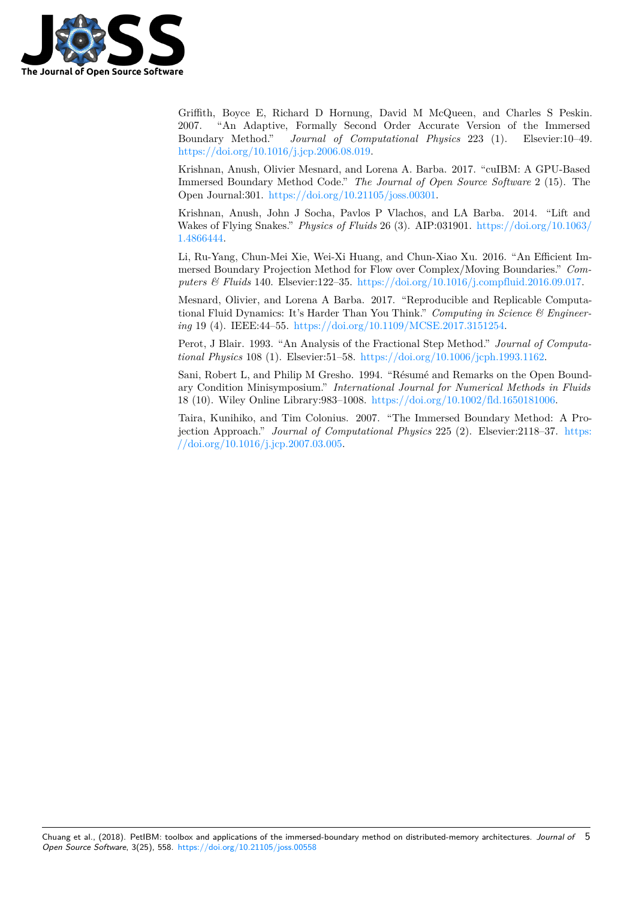Griffith, Boyce E, Richard D Hornung, David M McQueen, and Charles S Peskin. 2007. "An Adaptive, Formally Second Order Accurate Version of the Immersed Boundary Method." *Journal of Computational Physics* 223 (1). Elsevier:10–49. https://doi.org/10.1016/j.jcp.2006.08.019.

Krishnan, Anush, Olivier Mesnard, and Lorena A. Barba. 2017. "cuIBM: A GPU-Based Immersed Boundary Method Code." *The Journal of Open Source Software* 2 (15). The Open Journal:301. https://doi.org/10.21105/joss.00301.

Krishnan, Anush, John J Socha, Pavlos P Vlachos, and LA Barba. 2014. "Lift and Wakes of Flying Snakes." *Physics of Fluids* 26 (3). AIP:031901. https://doi.org/10.1063/1.4866444.

Li, Ru-Yang, Chun-Mei Xie, Wei-Xi Huang, and Chun-Xiao Xu. 2016. "An Efficient Immersed Boundary Projection Method for Flow over Complex/Moving Boundaries." *Computers & Fluids* 140. Elsevier:122–35. https://doi.org/10.1016/j.compfluid.2016.09.017.

Mesnard, Olivier, and Lorena A Barba. 2017. "Reproducible and Replicable Computational Fluid Dynamics: It's Harder Than You Think." *Computing in Science & Engineering* 19 (4). IEEE:44–55. https://doi.org/10.1109/MCSE.2017.3151254.

Perot, J Blair. 1993. "An Analysis of the Fractional Step Method." *Journal of Computational Physics* 108 (1). Elsevier:51–58. https://doi.org/10.1006/jcph.1993.1162.

Sani, Robert L, and Philip M Gresho. 1994. "Résumé and Remarks on the Open Boundary Condition Minisymposium." *International Journal for Numerical Methods in Fluids* 18 (10). Wiley Online Library:983–1008. https://doi.org/10.1002/fld.1650181006.

Taira, Kunihiko, and Tim Colonius. 2007. "The Immersed Boundary Method: A Projection Approach." *Journal of Computational Physics* 225 (2). Elsevier:2118–37. https://doi.org/10.1016/j.jcp.2007.03.005.